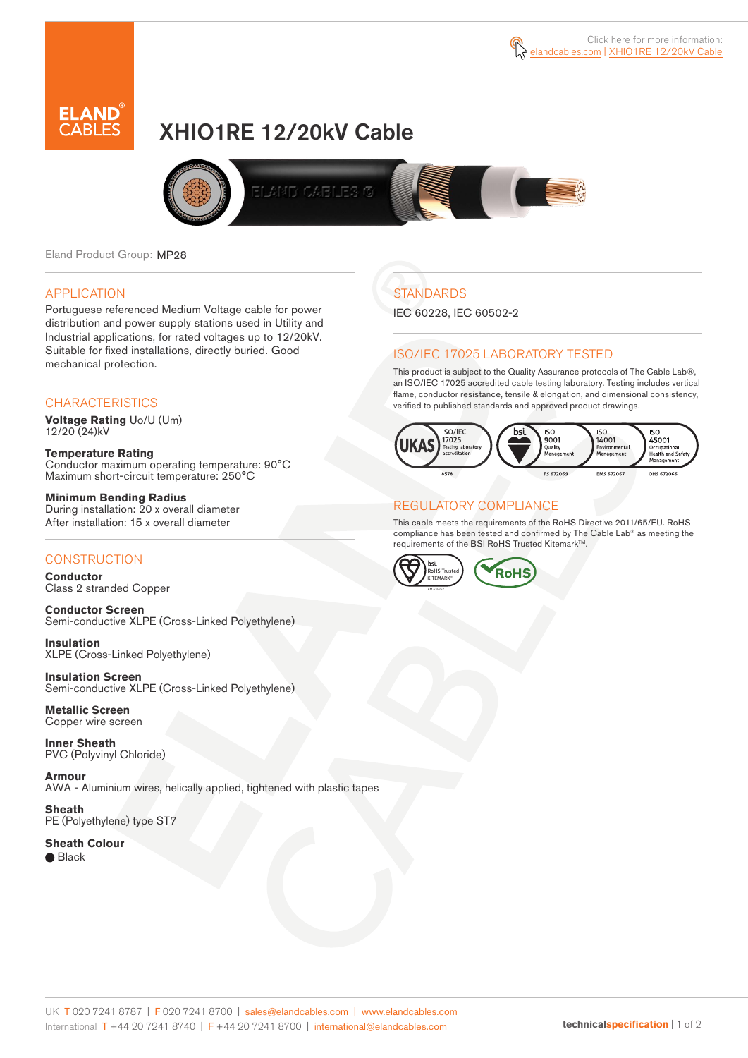Click here for more information: elandcables.com | XHIO1RE 12/20kV Cable

# XHIO1RE 12/20kV Cable

Eland Product Group: MP28

## APPLICATION

Portuguese referenced Medium Voltage cable for power distribution and power supply stations used in Utility and Industrial applications, for rated voltages up to 12/20kV. Suitable for fixed installations, directly buried. Good mechanical protection.

## CHARACTERISTICS

**Voltage Rating** Uo/U (Um)
12/20 (24)kV

**Temperature Rating**
Conductor maximum operating temperature: 90°C
Maximum short-circuit temperature: 250°C

**Minimum Bending Radius**
During installation: 20 x overall diameter
After installation: 15 x overall diameter

## CONSTRUCTION

**Conductor**
Class 2 stranded Copper

**Conductor Screen**
Semi-conductive XLPE (Cross-Linked Polyethylene)

**Insulation**
XLPE (Cross-Linked Polyethylene)

**Insulation Screen**
Semi-conductive XLPE (Cross-Linked Polyethylene)

**Metallic Screen**
Copper wire screen

**Inner Sheath**
PVC (Polyvinyl Chloride)

**Armour**
AWA - Aluminium wires, helically applied, tightened with plastic tapes

**Sheath**
PE (Polyethylene) type ST7

**Sheath Colour**
● Black

## STANDARDS

IEC 60228, IEC 60502-2

## ISO/IEC 17025 LABORATORY TESTED

This product is subject to the Quality Assurance protocols of The Cable Lab®, an ISO/IEC 17025 accredited cable testing laboratory. Testing includes vertical flame, conductor resistance, tensile & elongation, and dimensional consistency, verified to published standards and approved product drawings.

UKAS ISO/IEC 17025 Testing laboratory accreditation 8578 | bsi. ISO 9001 Quality Management FS 672069 | ISO 14001 Environmental Management EMS 672067 | ISO 45001 Occupational Health and Safety Management OHS 672066

## REGULATORY COMPLIANCE

This cable meets the requirements of the RoHS Directive 2011/65/EU. RoHS compliance has been tested and confirmed by The Cable Lab® as meeting the requirements of the BSI RoHS Trusted Kitemark™.

bsi. RoHS Trusted KITEMARK™ | RoHS

UK T 020 7241 8787 | F 020 7241 8700 | sales@elandcables.com | www.elandcables.com
International T +44 20 7241 8740 | F +44 20 7241 8700 | international@elandcables.com

technicalspecification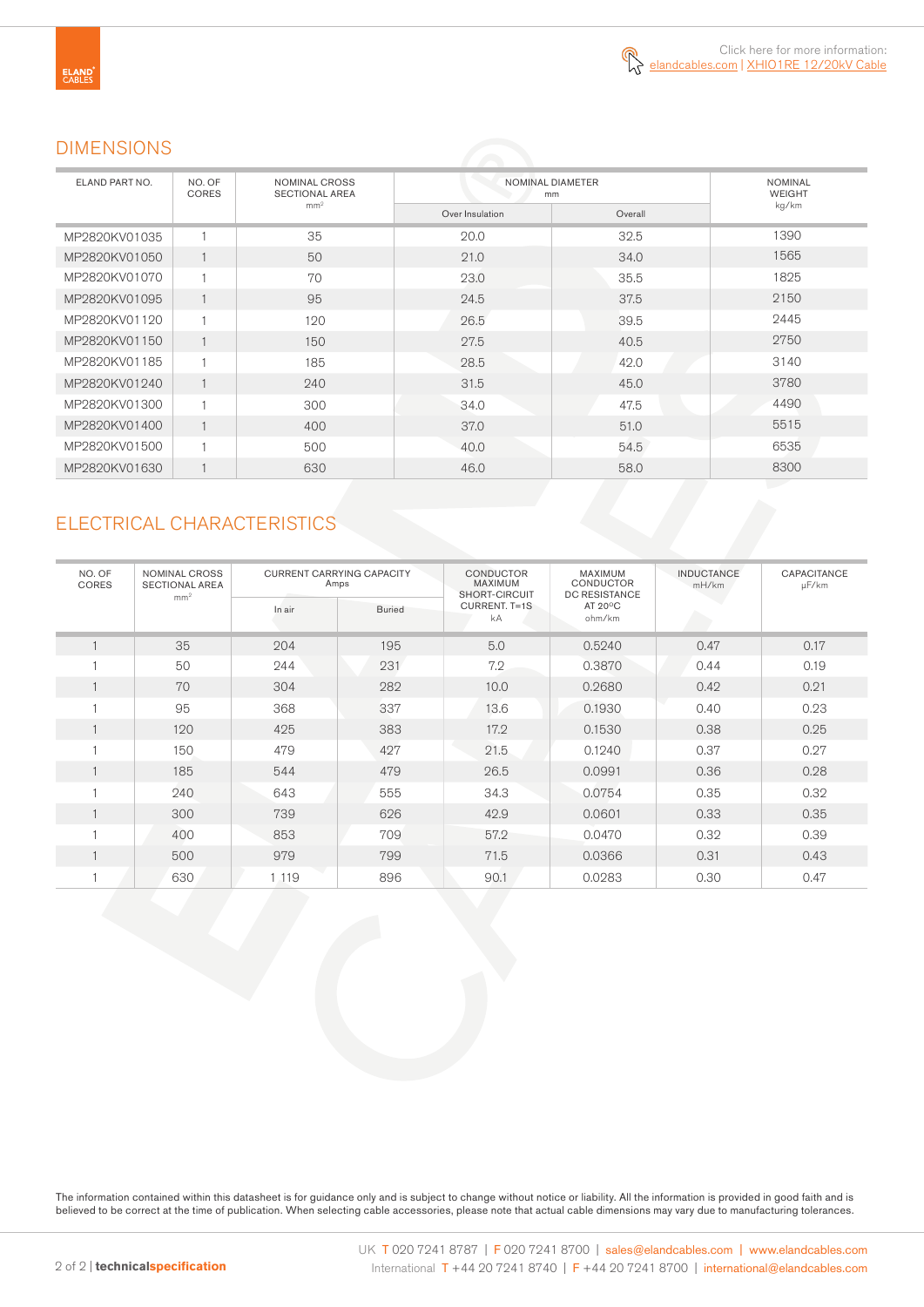Click here for more information: elandcables.com | XHIO1RE 12/20kV Cable

## DIMENSIONS

| ELAND PART NO. | NO. OF CORES | NOMINAL CROSS SECTIONAL AREA mm² | NOMINAL DIAMETER mm | | NOMINAL WEIGHT kg/km |
|---|---|---|---|---|---|
| | | | Over Insulation | Overall | |
| MP2820KV01035 | 1 | 35 | 20.0 | 32.5 | 1390 |
| MP2820KV01050 | 1 | 50 | 21.0 | 34.0 | 1565 |
| MP2820KV01070 | 1 | 70 | 23.0 | 35.5 | 1825 |
| MP2820KV01095 | 1 | 95 | 24.5 | 37.5 | 2150 |
| MP2820KV01120 | 1 | 120 | 26.5 | 39.5 | 2445 |
| MP2820KV01150 | 1 | 150 | 27.5 | 40.5 | 2750 |
| MP2820KV01185 | 1 | 185 | 28.5 | 42.0 | 3140 |
| MP2820KV01240 | 1 | 240 | 31.5 | 45.0 | 3780 |
| MP2820KV01300 | 1 | 300 | 34.0 | 47.5 | 4490 |
| MP2820KV01400 | 1 | 400 | 37.0 | 51.0 | 5515 |
| MP2820KV01500 | 1 | 500 | 40.0 | 54.5 | 6535 |
| MP2820KV01630 | 1 | 630 | 46.0 | 58.0 | 8300 |

## ELECTRICAL CHARACTERISTICS

| NO. OF CORES | NOMINAL CROSS SECTIONAL AREA mm² | CURRENT CARRYING CAPACITY Amps | | CONDUCTOR MAXIMUM SHORT-CIRCUIT CURRENT. T=1S kA | MAXIMUM CONDUCTOR DC RESISTANCE AT 20ºC ohm/km | INDUCTANCE mH/km | CAPACITANCE µF/km |
|---|---|---|---|---|---|---|---|
| | | In air | Buried | | | | |
| 1 | 35 | 204 | 195 | 5.0 | 0.5240 | 0.47 | 0.17 |
| 1 | 50 | 244 | 231 | 7.2 | 0.3870 | 0.44 | 0.19 |
| 1 | 70 | 304 | 282 | 10.0 | 0.2680 | 0.42 | 0.21 |
| 1 | 95 | 368 | 337 | 13.6 | 0.1930 | 0.40 | 0.23 |
| 1 | 120 | 425 | 383 | 17.2 | 0.1530 | 0.38 | 0.25 |
| 1 | 150 | 479 | 427 | 21.5 | 0.1240 | 0.37 | 0.27 |
| 1 | 185 | 544 | 479 | 26.5 | 0.0991 | 0.36 | 0.28 |
| 1 | 240 | 643 | 555 | 34.3 | 0.0754 | 0.35 | 0.32 |
| 1 | 300 | 739 | 626 | 42.9 | 0.0601 | 0.33 | 0.35 |
| 1 | 400 | 853 | 709 | 57.2 | 0.0470 | 0.32 | 0.39 |
| 1 | 500 | 979 | 799 | 71.5 | 0.0366 | 0.31 | 0.43 |
| 1 | 630 | 1 119 | 896 | 90.1 | 0.0283 | 0.30 | 0.47 |

The information contained within this datasheet is for guidance only and is subject to change without notice or liability. All the information is provided in good faith and is believed to be correct at the time of publication. When selecting cable accessories, please note that actual cable dimensions may vary due to manufacturing tolerances.

UK T 020 7241 8787 | F 020 7241 8700 | sales@elandcables.com | www.elandcables.com
International T +44 20 7241 8740 | F +44 20 7241 8700 | international@elandcables.com